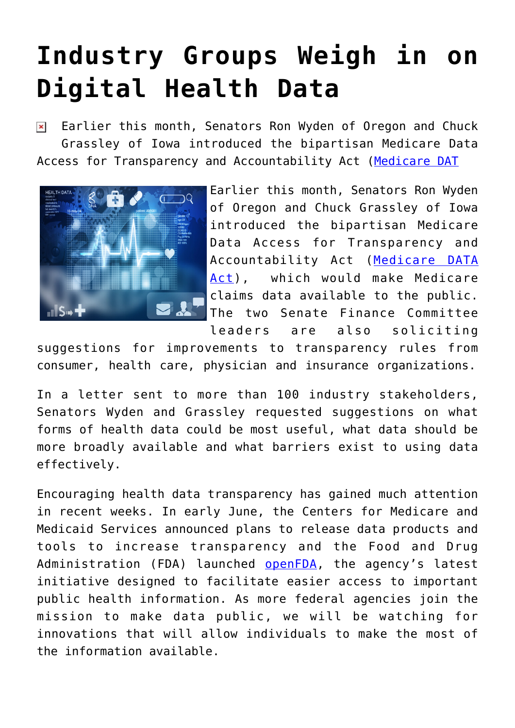# Industry Groups Weigh in on Digital Health Data

Earlier this month, Senators Ron Wyden of Oregon and Chuck Grassley of Iowa introduced the bipartisan Medicare Data Access for Transparency and Accountability Act (Medicare DAT

Earlier this month, Senators Ron Wyden of Oregon and Chuck Grassley of Iowa introduced the bipartisan Medicare Data Access for Transparency and Accountability Act (Medicare DATA Act), which would make Medicare claims data available to the public. The two Senate Finance Committee leaders are also soliciting suggestions for improvements to transparency rules from consumer, health care, physician and insurance organizations.

In a letter sent to more than 100 industry stakeholders, Senators Wyden and Grassley requested suggestions on what forms of health data could be most useful, what data should be more broadly available and what barriers exist to using data effectively.

Encouraging health data transparency has gained much attention in recent weeks. In early June, the Centers for Medicare and Medicaid Services announced plans to release data products and tools to increase transparency and the Food and Drug Administration (FDA) launched openFDA, the agency's latest initiative designed to facilitate easier access to important public health information. As more federal agencies join the mission to make data public, we will be watching for innovations that will allow individuals to make the most of the information available.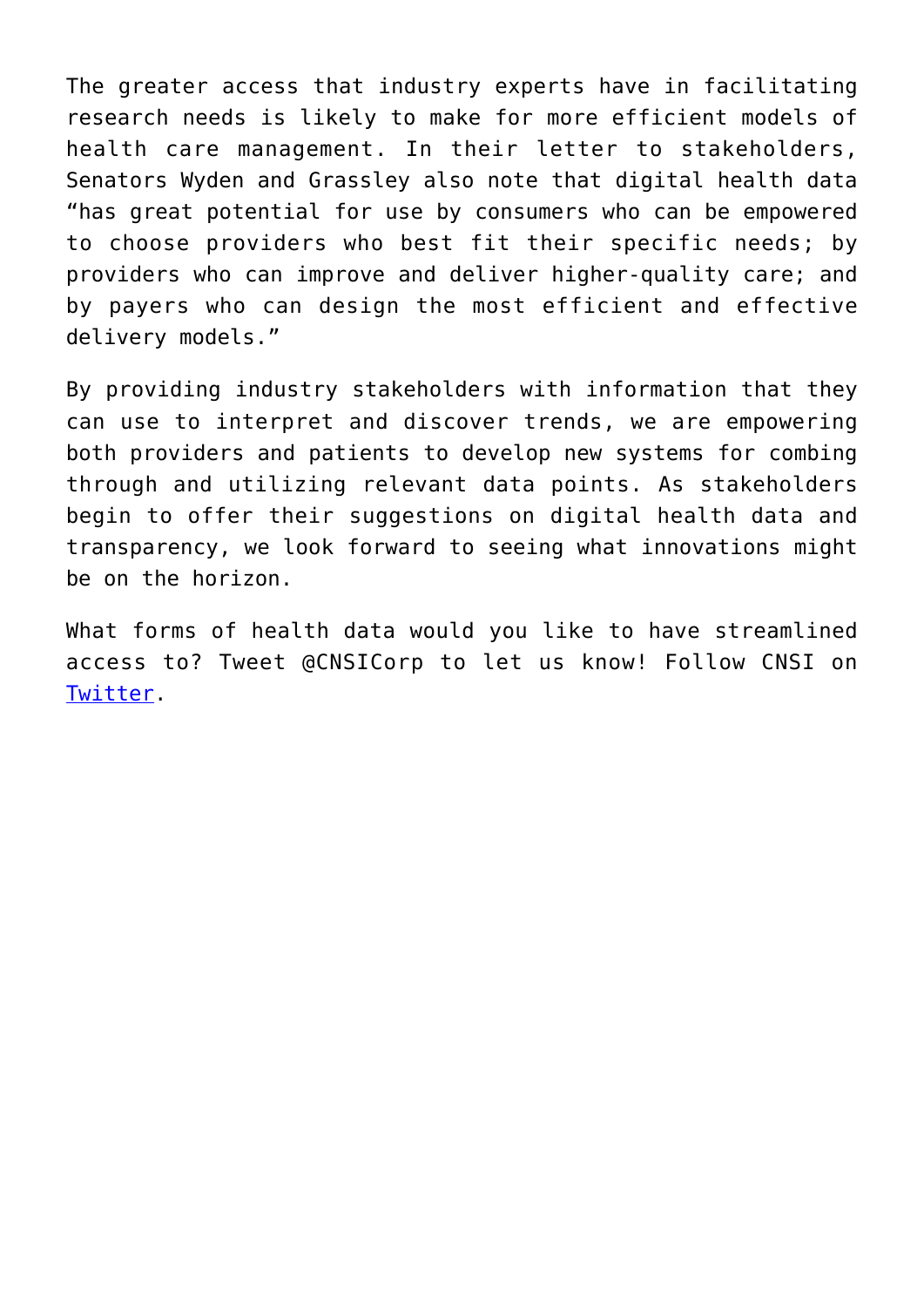The greater access that industry experts have in facilitating research needs is likely to make for more efficient models of health care management. In their letter to stakeholders, Senators Wyden and Grassley also note that digital health data "has great potential for use by consumers who can be empowered to choose providers who best fit their specific needs; by providers who can improve and deliver higher-quality care; and by payers who can design the most efficient and effective delivery models."

By providing industry stakeholders with information that they can use to interpret and discover trends, we are empowering both providers and patients to develop new systems for combing through and utilizing relevant data points. As stakeholders begin to offer their suggestions on digital health data and transparency, we look forward to seeing what innovations might be on the horizon.

What forms of health data would you like to have streamlined access to? Tweet @CNSICorp to let us know! Follow CNSI on Twitter.